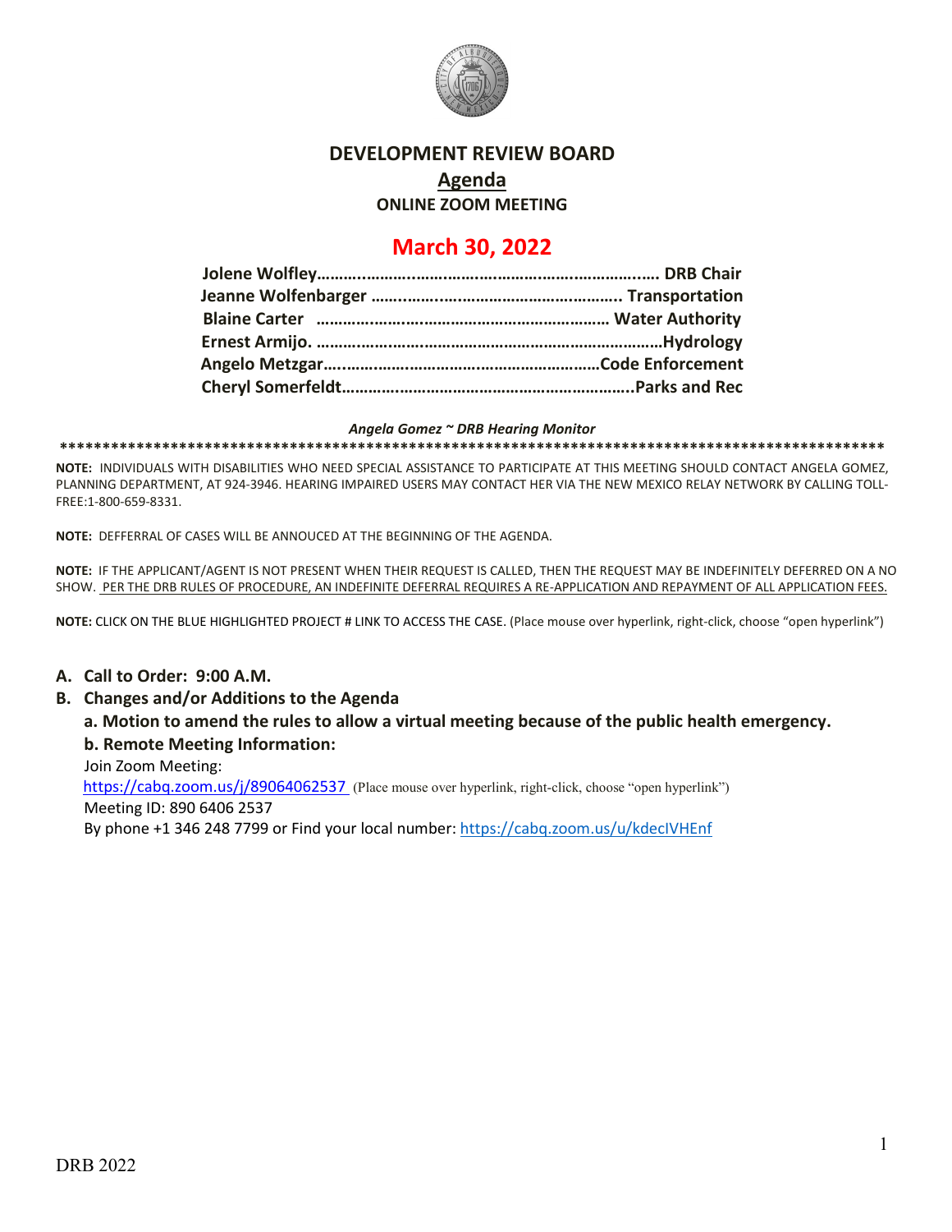# DEVELOPMENT REVIEW BOARD

## Agenda

### ONLINE ZOOM MEETING

## March 30, 2022

**Jolene Wolfley………..……..……..………….……….………….…….…. DRB Chair**
**Jeanne Wolfenbarger ……..……..…………………….……….. Transportation**
**Blaine Carter ……………….………………………………… Water Authority**
**Ernest Armijo. ……………….……………………………………………Hydrology**
**Angelo Metzgar…..………..………….………….…………Code Enforcement**
**Cheryl Somerfeldt…………….………………………………………..Parks and Rec**

***Angela Gomez ~ DRB Hearing Monitor***

**************************************************************************************************

**NOTE:** INDIVIDUALS WITH DISABILITIES WHO NEED SPECIAL ASSISTANCE TO PARTICIPATE AT THIS MEETING SHOULD CONTACT ANGELA GOMEZ, PLANNING DEPARTMENT, AT 924-3946. HEARING IMPAIRED USERS MAY CONTACT HER VIA THE NEW MEXICO RELAY NETWORK BY CALLING TOLL-FREE:1-800-659-8331.

**NOTE:** DEFFERRAL OF CASES WILL BE ANNOUCED AT THE BEGINNING OF THE AGENDA.

**NOTE:** IF THE APPLICANT/AGENT IS NOT PRESENT WHEN THEIR REQUEST IS CALLED, THEN THE REQUEST MAY BE INDEFINITELY DEFERRED ON A NO SHOW. PER THE DRB RULES OF PROCEDURE, AN INDEFINITE DEFERRAL REQUIRES A RE-APPLICATION AND REPAYMENT OF ALL APPLICATION FEES.

**NOTE:** CLICK ON THE BLUE HIGHLIGHTED PROJECT # LINK TO ACCESS THE CASE. (Place mouse over hyperlink, right-click, choose "open hyperlink")

**A. Call to Order: 9:00 A.M.**

**B. Changes and/or Additions to the Agenda**

**a. Motion to amend the rules to allow a virtual meeting because of the public health emergency.**

**b. Remote Meeting Information:**

Join Zoom Meeting:
https://cabq.zoom.us/j/89064062537 (Place mouse over hyperlink, right-click, choose "open hyperlink")
Meeting ID: 890 6406 2537
By phone +1 346 248 7799 or Find your local number: https://cabq.zoom.us/u/kdecIVHEnf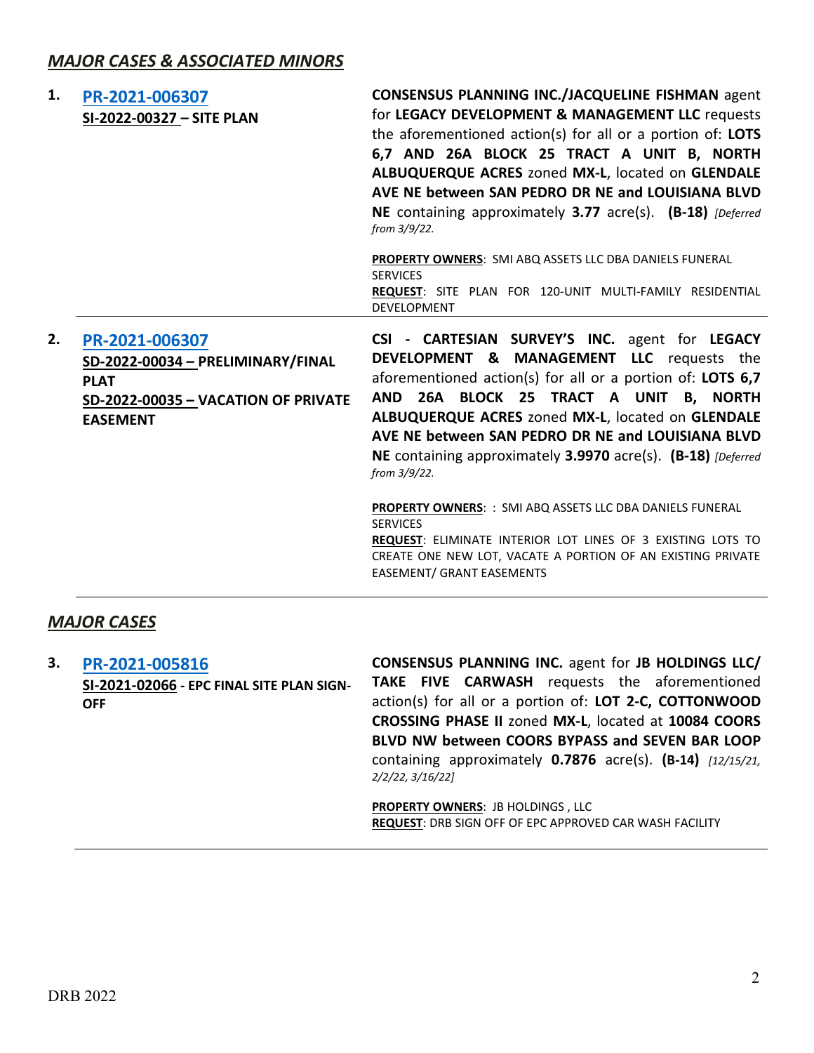## ***MAJOR CASES & ASSOCIATED MINORS***

**1. PR-2021-006307**
**SI-2022-00327 – SITE PLAN**

**CONSENSUS PLANNING INC./JACQUELINE FISHMAN** agent for **LEGACY DEVELOPMENT & MANAGEMENT LLC** requests the aforementioned action(s) for all or a portion of: **LOTS 6,7 AND 26A BLOCK 25 TRACT A UNIT B, NORTH ALBUQUERQUE ACRES** zoned **MX-L**, located on **GLENDALE AVE NE between SAN PEDRO DR NE and LOUISIANA BLVD NE** containing approximately **3.77** acre(s). **(B-18)** *[Deferred from 3/9/22.*

**PROPERTY OWNERS**: SMI ABQ ASSETS LLC DBA DANIELS FUNERAL SERVICES
**REQUEST**: SITE PLAN FOR 120-UNIT MULTI-FAMILY RESIDENTIAL DEVELOPMENT

---

**2. PR-2021-006307**
**SD-2022-00034 – PRELIMINARY/FINAL PLAT**
**SD-2022-00035 – VACATION OF PRIVATE EASEMENT**

**CSI - CARTESIAN SURVEY'S INC.** agent for **LEGACY DEVELOPMENT & MANAGEMENT LLC** requests the aforementioned action(s) for all or a portion of: **LOTS 6,7 AND 26A BLOCK 25 TRACT A UNIT B, NORTH ALBUQUERQUE ACRES** zoned **MX-L**, located on **GLENDALE AVE NE between SAN PEDRO DR NE and LOUISIANA BLVD NE** containing approximately **3.9970** acre(s). **(B-18)** *[Deferred from 3/9/22.*

**PROPERTY OWNERS**: : SMI ABQ ASSETS LLC DBA DANIELS FUNERAL SERVICES
**REQUEST**: ELIMINATE INTERIOR LOT LINES OF 3 EXISTING LOTS TO CREATE ONE NEW LOT, VACATE A PORTION OF AN EXISTING PRIVATE EASEMENT/ GRANT EASEMENTS

---

## ***MAJOR CASES***

**3. PR-2021-005816**
**SI-2021-02066 - EPC FINAL SITE PLAN SIGN-OFF**

**CONSENSUS PLANNING INC.** agent for **JB HOLDINGS LLC/ TAKE FIVE CARWASH** requests the aforementioned action(s) for all or a portion of: **LOT 2-C, COTTONWOOD CROSSING PHASE II** zoned **MX-L**, located at **10084 COORS BLVD NW between COORS BYPASS and SEVEN BAR LOOP** containing approximately **0.7876** acre(s). **(B-14)** *[12/15/21, 2/2/22, 3/16/22]*

**PROPERTY OWNERS**: JB HOLDINGS , LLC
**REQUEST**: DRB SIGN OFF OF EPC APPROVED CAR WASH FACILITY

---

DRB 2022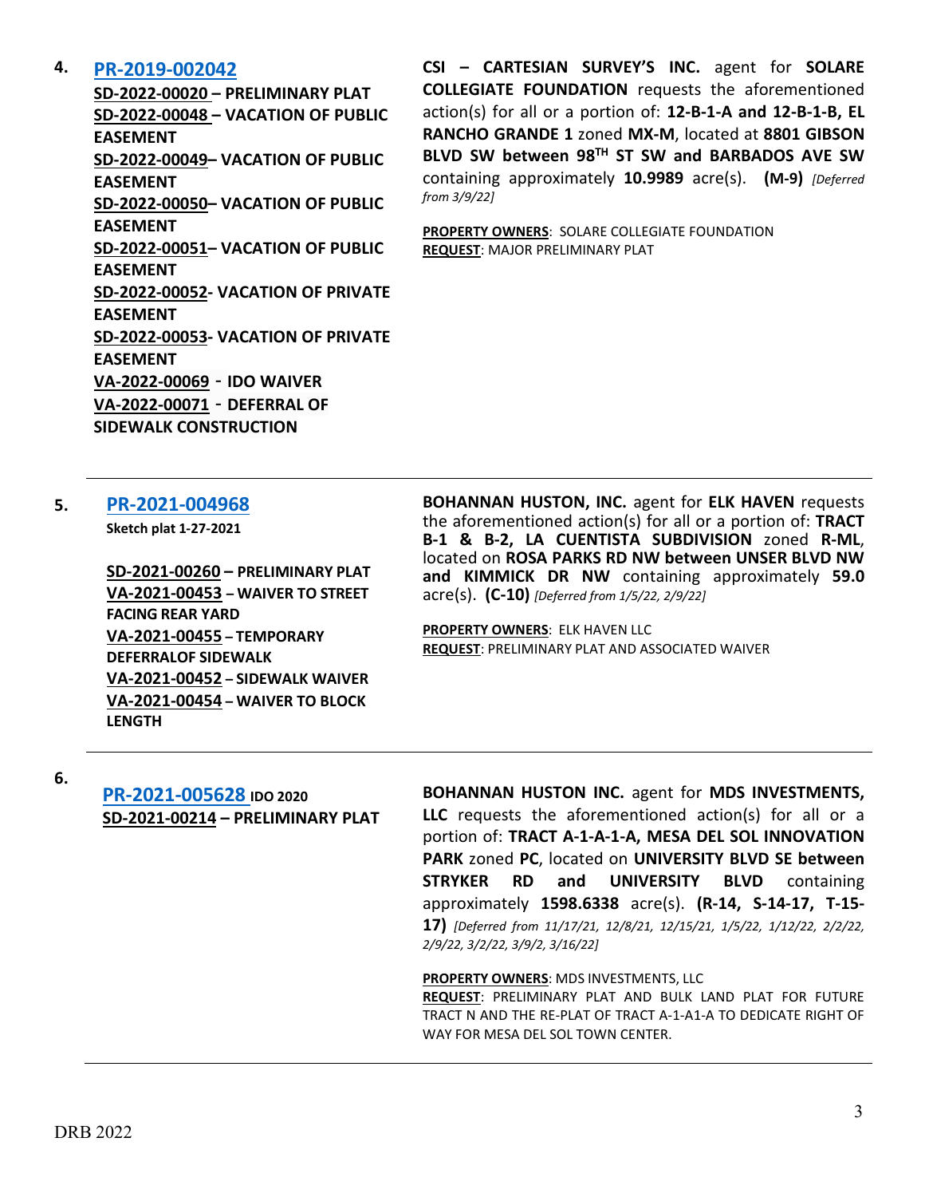**4.** **PR-2019-002042**

**SD-2022-00020 – PRELIMINARY PLAT**
**SD-2022-00048 – VACATION OF PUBLIC EASEMENT**
**SD-2022-00049– VACATION OF PUBLIC EASEMENT**
**SD-2022-00050– VACATION OF PUBLIC EASEMENT**
**SD-2022-00051– VACATION OF PUBLIC EASEMENT**
**SD-2022-00052- VACATION OF PRIVATE EASEMENT**
**SD-2022-00053- VACATION OF PRIVATE EASEMENT**
**VA-2022-00069 - IDO WAIVER**
**VA-2022-00071 - DEFERRAL OF SIDEWALK CONSTRUCTION**

**CSI – CARTESIAN SURVEY'S INC.** agent for **SOLARE COLLEGIATE FOUNDATION** requests the aforementioned action(s) for all or a portion of: **12-B-1-A and 12-B-1-B, EL RANCHO GRANDE 1** zoned **MX-M**, located at **8801 GIBSON BLVD SW between 98TH ST SW and BARBADOS AVE SW** containing approximately **10.9989** acre(s). **(M-9)** *[Deferred from 3/9/22]*

**PROPERTY OWNERS**: SOLARE COLLEGIATE FOUNDATION
**REQUEST**: MAJOR PRELIMINARY PLAT

---

**5.** **PR-2021-004968**
**Sketch plat 1-27-2021**

**SD-2021-00260 – PRELIMINARY PLAT**
**VA-2021-00453 – WAIVER TO STREET FACING REAR YARD**
**VA-2021-00455 – TEMPORARY DEFERRALOF SIDEWALK**
**VA-2021-00452 – SIDEWALK WAIVER**
**VA-2021-00454 – WAIVER TO BLOCK LENGTH**

**BOHANNAN HUSTON, INC.** agent for **ELK HAVEN** requests the aforementioned action(s) for all or a portion of: **TRACT B-1 & B-2, LA CUENTISTA SUBDIVISION** zoned **R-ML**, located on **ROSA PARKS RD NW between UNSER BLVD NW and KIMMICK DR NW** containing approximately **59.0** acre(s). **(C-10)** *[Deferred from 1/5/22, 2/9/22]*

**PROPERTY OWNERS**: ELK HAVEN LLC
**REQUEST**: PRELIMINARY PLAT AND ASSOCIATED WAIVER

---

**6.** **PR-2021-005628** **IDO 2020**
**SD-2021-00214 – PRELIMINARY PLAT**

**BOHANNAN HUSTON INC.** agent for **MDS INVESTMENTS, LLC** requests the aforementioned action(s) for all or a portion of: **TRACT A-1-A-1-A, MESA DEL SOL INNOVATION PARK** zoned **PC**, located on **UNIVERSITY BLVD SE between STRYKER RD and UNIVERSITY BLVD** containing approximately **1598.6338** acre(s). **(R-14, S-14-17, T-15-17)** *[Deferred from 11/17/21, 12/8/21, 12/15/21, 1/5/22, 1/12/22, 2/2/22, 2/9/22, 3/2/22, 3/9/2, 3/16/22]*

**PROPERTY OWNERS**: MDS INVESTMENTS, LLC
**REQUEST**: PRELIMINARY PLAT AND BULK LAND PLAT FOR FUTURE TRACT N AND THE RE-PLAT OF TRACT A-1-A1-A TO DEDICATE RIGHT OF WAY FOR MESA DEL SOL TOWN CENTER.

---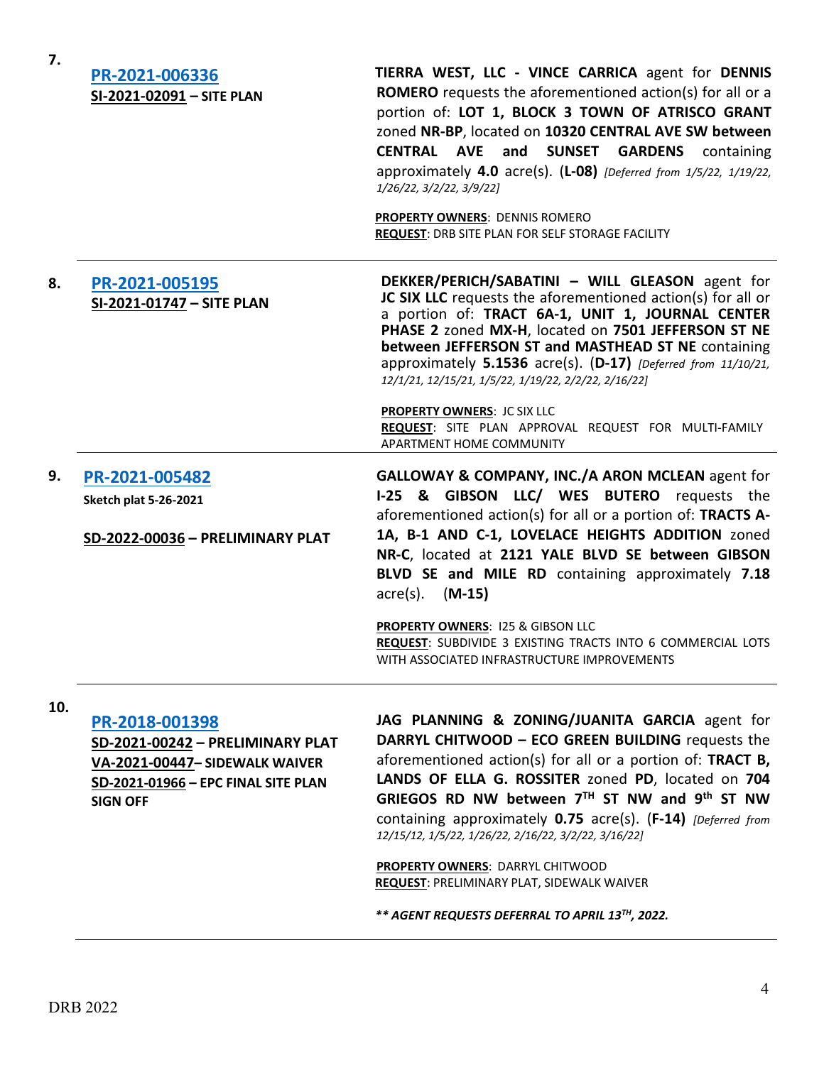7. **[PR-2021-006336](#)**
**SI-2021-02091 – SITE PLAN**

**TIERRA WEST, LLC - VINCE CARRICA** agent for **DENNIS ROMERO** requests the aforementioned action(s) for all or a portion of: **LOT 1, BLOCK 3 TOWN OF ATRISCO GRANT** zoned **NR-BP**, located on **10320 CENTRAL AVE SW between CENTRAL AVE and SUNSET GARDENS** containing approximately **4.0** acre(s). (**L-08)** *[Deferred from 1/5/22, 1/19/22, 1/26/22, 3/2/22, 3/9/22]*

**PROPERTY OWNERS**: DENNIS ROMERO
**REQUEST**: DRB SITE PLAN FOR SELF STORAGE FACILITY

---

8. **[PR-2021-005195](#)**
**SI-2021-01747 – SITE PLAN**

**DEKKER/PERICH/SABATINI – WILL GLEASON** agent for **JC SIX LLC** requests the aforementioned action(s) for all or a portion of: **TRACT 6A-1, UNIT 1, JOURNAL CENTER PHASE 2** zoned **MX-H**, located on **7501 JEFFERSON ST NE between JEFFERSON ST and MASTHEAD ST NE** containing approximately **5.1536** acre(s). (**D-17)** *[Deferred from 11/10/21, 12/1/21, 12/15/21, 1/5/22, 1/19/22, 2/2/22, 2/16/22]*

**PROPERTY OWNERS**: JC SIX LLC
**REQUEST**: SITE PLAN APPROVAL REQUEST FOR MULTI-FAMILY APARTMENT HOME COMMUNITY

---

9. **[PR-2021-005482](#)**
**Sketch plat 5-26-2021**

**SD-2022-00036 – PRELIMINARY PLAT**

**GALLOWAY & COMPANY, INC./A ARON MCLEAN** agent for **I-25 & GIBSON LLC/ WES BUTERO** requests the aforementioned action(s) for all or a portion of: **TRACTS A-1A, B-1 AND C-1, LOVELACE HEIGHTS ADDITION** zoned **NR-C**, located at **2121 YALE BLVD SE between GIBSON BLVD SE and MILE RD** containing approximately **7.18** acre(s). (**M-15)**

**PROPERTY OWNERS**: I25 & GIBSON LLC
**REQUEST**: SUBDIVIDE 3 EXISTING TRACTS INTO 6 COMMERCIAL LOTS WITH ASSOCIATED INFRASTRUCTURE IMPROVEMENTS

---

10. **[PR-2018-001398](#)**
**SD-2021-00242 – PRELIMINARY PLAT**
**VA-2021-00447– SIDEWALK WAIVER**
**SD-2021-01966 – EPC FINAL SITE PLAN SIGN OFF**

**JAG PLANNING & ZONING/JUANITA GARCIA** agent for **DARRYL CHITWOOD – ECO GREEN BUILDING** requests the aforementioned action(s) for all or a portion of: **TRACT B, LANDS OF ELLA G. ROSSITER** zoned **PD**, located on **704 GRIEGOS RD NW between 7TH ST NW and 9th ST NW** containing approximately **0.75** acre(s). (**F-14)** *[Deferred from 12/15/12, 1/5/22, 1/26/22, 2/16/22, 3/2/22, 3/16/22]*

**PROPERTY OWNERS**: DARRYL CHITWOOD
**REQUEST**: PRELIMINARY PLAT, SIDEWALK WAIVER

***\*\* AGENT REQUESTS DEFERRAL TO APRIL 13TH, 2022.***

---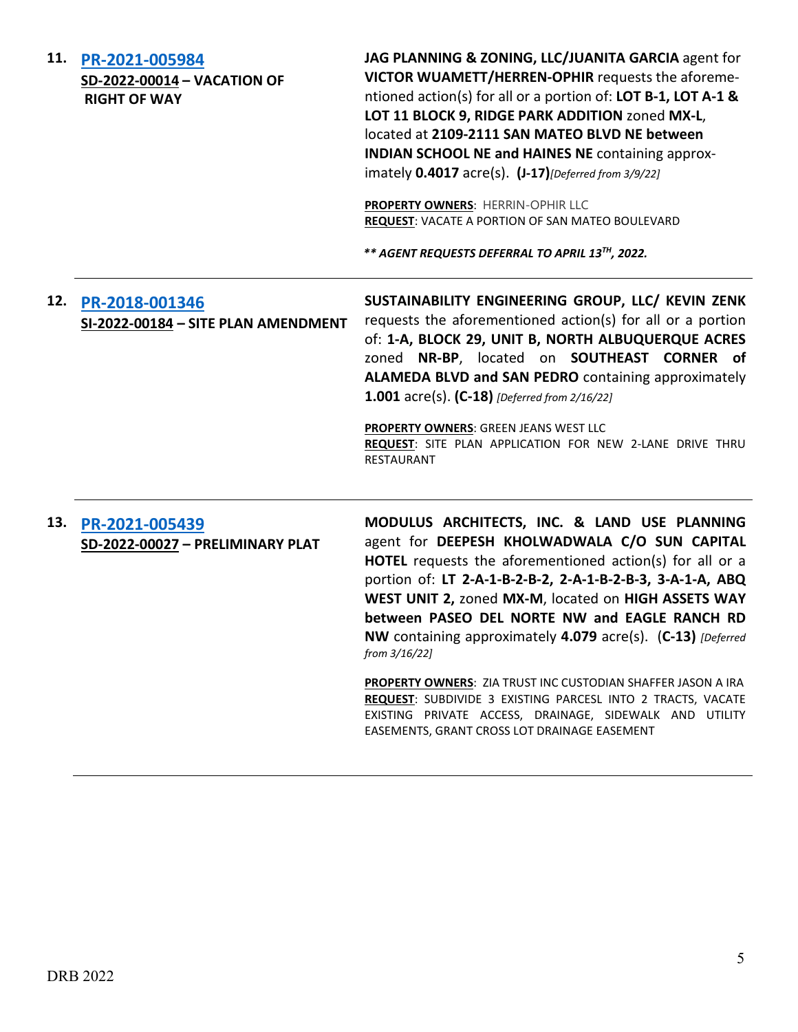**11. PR-2021-005984**
**SD-2022-00014 – VACATION OF RIGHT OF WAY**

**JAG PLANNING & ZONING, LLC/JUANITA GARCIA** agent for **VICTOR WUAMETT/HERREN-OPHIR** requests the aforementioned action(s) for all or a portion of: **LOT B-1, LOT A-1 & LOT 11 BLOCK 9, RIDGE PARK ADDITION** zoned **MX-L**, located at **2109-2111 SAN MATEO BLVD NE between INDIAN SCHOOL NE and HAINES NE** containing approximately **0.4017** acre(s). **(J-17)** *[Deferred from 3/9/22]*

**PROPERTY OWNERS**: HERRIN-OPHIR LLC
**REQUEST**: VACATE A PORTION OF SAN MATEO BOULEVARD

***\*\* AGENT REQUESTS DEFERRAL TO APRIL 13TH, 2022.***

---

**12. PR-2018-001346**
**SI-2022-00184 – SITE PLAN AMENDMENT**

**SUSTAINABILITY ENGINEERING GROUP, LLC/ KEVIN ZENK** requests the aforementioned action(s) for all or a portion of: **1-A, BLOCK 29, UNIT B, NORTH ALBUQUERQUE ACRES** zoned **NR-BP**, located on **SOUTHEAST CORNER of ALAMEDA BLVD and SAN PEDRO** containing approximately **1.001** acre(s). **(C-18)** *[Deferred from 2/16/22]*

**PROPERTY OWNERS**: GREEN JEANS WEST LLC
**REQUEST**: SITE PLAN APPLICATION FOR NEW 2-LANE DRIVE THRU RESTAURANT

---

**13. PR-2021-005439**
**SD-2022-00027 – PRELIMINARY PLAT**

**MODULUS ARCHITECTS, INC. & LAND USE PLANNING** agent for **DEEPESH KHOLWADWALA C/O SUN CAPITAL HOTEL** requests the aforementioned action(s) for all or a portion of: **LT 2-A-1-B-2-B-2, 2-A-1-B-2-B-3, 3-A-1-A, ABQ WEST UNIT 2,** zoned **MX-M**, located on **HIGH ASSETS WAY between PASEO DEL NORTE NW and EAGLE RANCH RD NW** containing approximately **4.079** acre(s). (**C-13)** *[Deferred from 3/16/22]*

**PROPERTY OWNERS**: ZIA TRUST INC CUSTODIAN SHAFFER JASON A IRA
**REQUEST**: SUBDIVIDE 3 EXISTING PARCESL INTO 2 TRACTS, VACATE EXISTING PRIVATE ACCESS, DRAINAGE, SIDEWALK AND UTILITY EASEMENTS, GRANT CROSS LOT DRAINAGE EASEMENT

---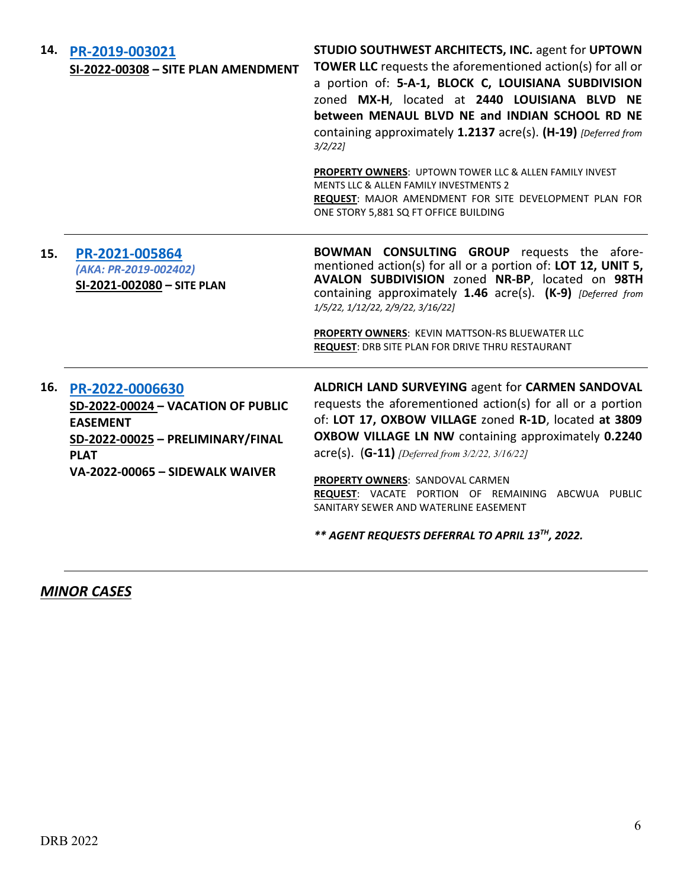**14.** **[PR-2019-003021](PR-2019-003021)**
**SI-2022-00308 – SITE PLAN AMENDMENT**

**STUDIO SOUTHWEST ARCHITECTS, INC.** agent for **UPTOWN TOWER LLC** requests the aforementioned action(s) for all or a portion of: **5-A-1, BLOCK C, LOUISIANA SUBDIVISION** zoned **MX-H**, located at **2440 LOUISIANA BLVD NE between MENAUL BLVD NE and INDIAN SCHOOL RD NE** containing approximately **1.2137** acre(s). **(H-19)** *[Deferred from 3/2/22]*

**PROPERTY OWNERS**: UPTOWN TOWER LLC & ALLEN FAMILY INVEST MENTS LLC & ALLEN FAMILY INVESTMENTS 2
**REQUEST**: MAJOR AMENDMENT FOR SITE DEVELOPMENT PLAN FOR ONE STORY 5,881 SQ FT OFFICE BUILDING

---

**15.** **PR-2021-005864**
*(AKA: PR-2019-002402)*
**SI-2021-002080 – SITE PLAN**

**BOWMAN CONSULTING GROUP** requests the aforementioned action(s) for all or a portion of: **LOT 12, UNIT 5, AVALON SUBDIVISION** zoned **NR-BP**, located on **98TH** containing approximately **1.46** acre(s). **(K-9)** *[Deferred from 1/5/22, 1/12/22, 2/9/22, 3/16/22]*

**PROPERTY OWNERS**: KEVIN MATTSON-RS BLUEWATER LLC
**REQUEST**: DRB SITE PLAN FOR DRIVE THRU RESTAURANT

---

**16.** **PR-2022-0006630**
**SD-2022-00024 – VACATION OF PUBLIC EASEMENT**
**SD-2022-00025 – PRELIMINARY/FINAL PLAT**
**VA-2022-00065 – SIDEWALK WAIVER**

**ALDRICH LAND SURVEYING** agent for **CARMEN SANDOVAL** requests the aforementioned action(s) for all or a portion of: **LOT 17, OXBOW VILLAGE** zoned **R-1D**, located **at 3809 OXBOW VILLAGE LN NW** containing approximately **0.2240** acre(s). **(G-11)** *[Deferred from 3/2/22, 3/16/22]*

**PROPERTY OWNERS**: SANDOVAL CARMEN
**REQUEST**: VACATE PORTION OF REMAINING ABCWUA PUBLIC SANITARY SEWER AND WATERLINE EASEMENT

***** AGENT REQUESTS DEFERRAL TO APRIL 13TH, 2022.***

---

## ***MINOR CASES***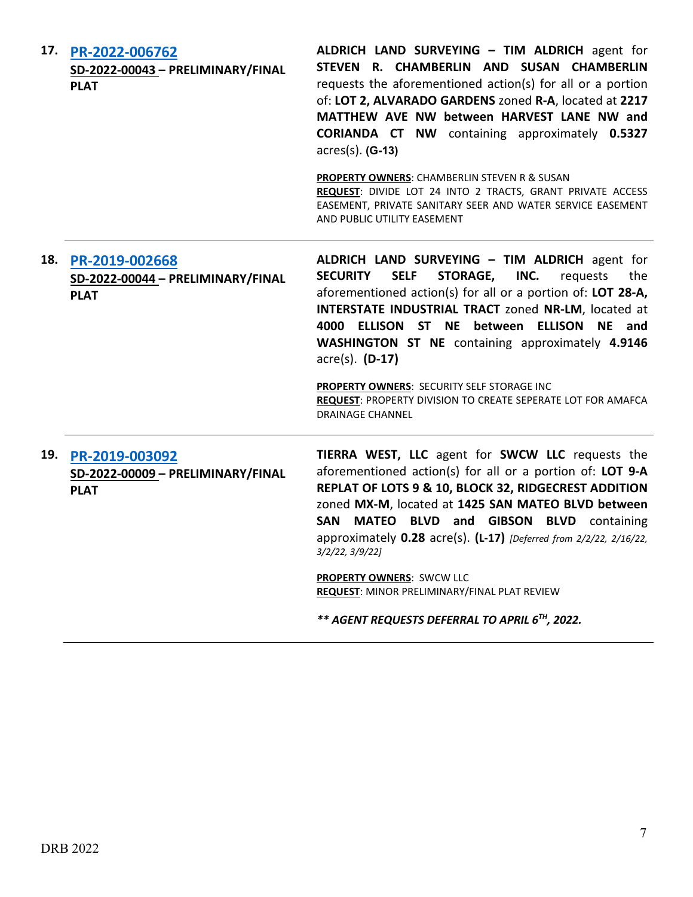**17. [PR-2022-006762](#)**

**SD-2022-00043 – PRELIMINARY/FINAL PLAT**

**ALDRICH LAND SURVEYING – TIM ALDRICH** agent for **STEVEN R. CHAMBERLIN AND SUSAN CHAMBERLIN** requests the aforementioned action(s) for all or a portion of: **LOT 2, ALVARADO GARDENS** zoned **R-A**, located at **2217 MATTHEW AVE NW between HARVEST LANE NW and CORIANDA CT NW** containing approximately **0.5327** acres(s). **(G-13)**

**PROPERTY OWNERS**: CHAMBERLIN STEVEN R & SUSAN
**REQUEST**: DIVIDE LOT 24 INTO 2 TRACTS, GRANT PRIVATE ACCESS EASEMENT, PRIVATE SANITARY SEER AND WATER SERVICE EASEMENT AND PUBLIC UTILITY EASEMENT

---

**18. [PR-2019-002668](#)**

**SD-2022-00044 – PRELIMINARY/FINAL PLAT**

**ALDRICH LAND SURVEYING – TIM ALDRICH** agent for **SECURITY SELF STORAGE, INC.** requests the aforementioned action(s) for all or a portion of: **LOT 28-A, INTERSTATE INDUSTRIAL TRACT** zoned **NR-LM**, located at **4000 ELLISON ST NE between ELLISON NE and WASHINGTON ST NE** containing approximately **4.9146** acre(s). **(D-17)**

**PROPERTY OWNERS**: SECURITY SELF STORAGE INC
**REQUEST**: PROPERTY DIVISION TO CREATE SEPERATE LOT FOR AMAFCA DRAINAGE CHANNEL

---

**19. [PR-2019-003092](#)**

**SD-2022-00009 – PRELIMINARY/FINAL PLAT**

**TIERRA WEST, LLC** agent for **SWCW LLC** requests the aforementioned action(s) for all or a portion of: **LOT 9-A REPLAT OF LOTS 9 & 10, BLOCK 32, RIDGECREST ADDITION** zoned **MX-M**, located at **1425 SAN MATEO BLVD between SAN MATEO BLVD and GIBSON BLVD** containing approximately **0.28** acre(s). **(L-17)** *[Deferred from 2/2/22, 2/16/22, 3/2/22, 3/9/22]*

**PROPERTY OWNERS**: SWCW LLC
**REQUEST**: MINOR PRELIMINARY/FINAL PLAT REVIEW

***** AGENT REQUESTS DEFERRAL TO APRIL 6TH, 2022.***

---

DRB 2022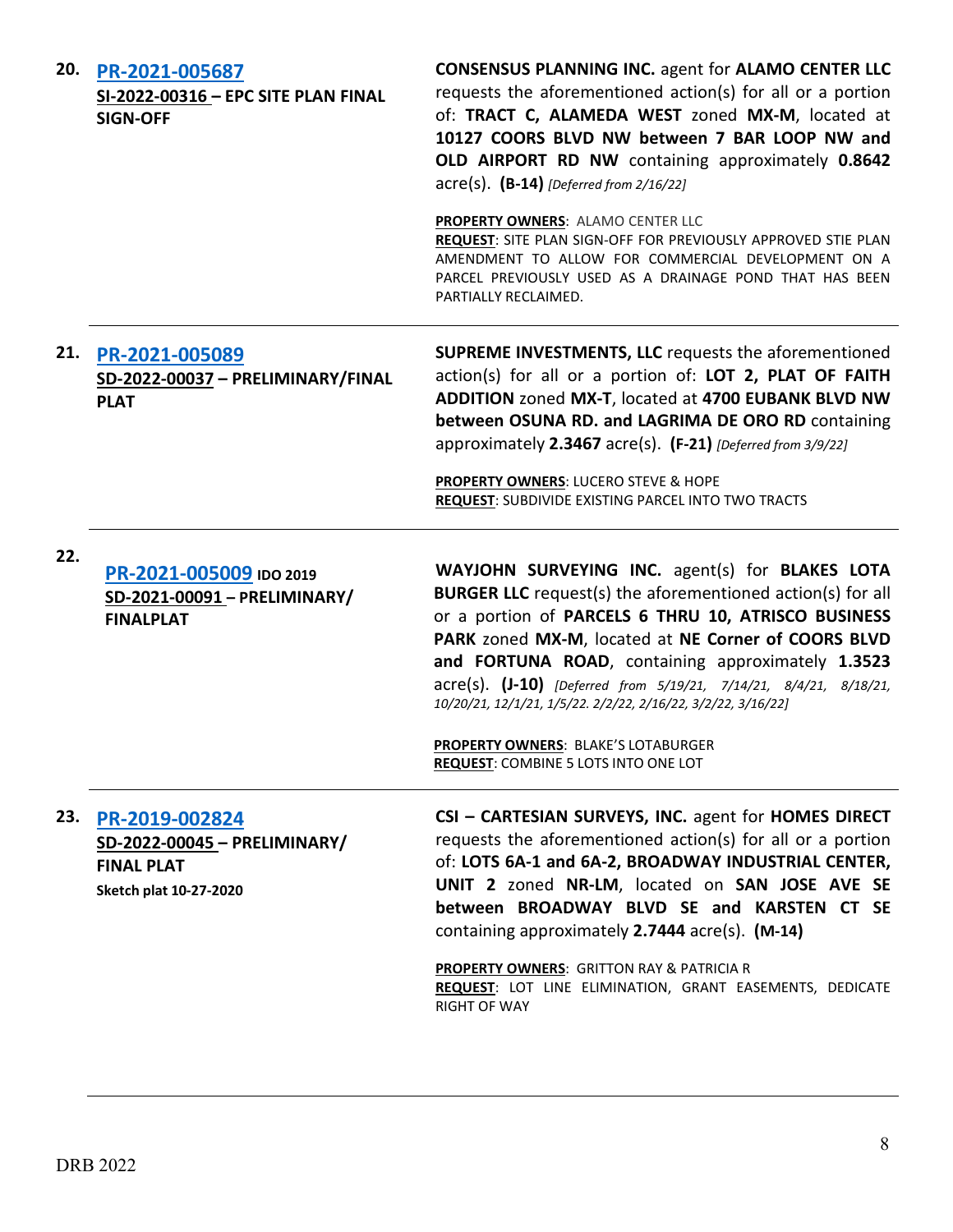| | | |
|---|---|---|
| **20.** | **PR-2021-005687**<br>**SI-2022-00316 – EPC SITE PLAN FINAL SIGN-OFF** | **CONSENSUS PLANNING INC.** agent for **ALAMO CENTER LLC** requests the aforementioned action(s) for all or a portion of: **TRACT C, ALAMEDA WEST** zoned **MX-M**, located at **10127 COORS BLVD NW between 7 BAR LOOP NW and OLD AIRPORT RD NW** containing approximately **0.8642** acre(s). **(B-14)** *[Deferred from 2/16/22]*<br><br>**PROPERTY OWNERS**: ALAMO CENTER LLC<br>**REQUEST**: SITE PLAN SIGN-OFF FOR PREVIOUSLY APPROVED STIE PLAN AMENDMENT TO ALLOW FOR COMMERCIAL DEVELOPMENT ON A PARCEL PREVIOUSLY USED AS A DRAINAGE POND THAT HAS BEEN PARTIALLY RECLAIMED. |
| **21.** | **PR-2021-005089**<br>**SD-2022-00037 – PRELIMINARY/FINAL PLAT** | **SUPREME INVESTMENTS, LLC** requests the aforementioned action(s) for all or a portion of: **LOT 2, PLAT OF FAITH ADDITION** zoned **MX-T**, located at **4700 EUBANK BLVD NW between OSUNA RD. and LAGRIMA DE ORO RD** containing approximately **2.3467** acre(s). **(F-21)** *[Deferred from 3/9/22]*<br><br>**PROPERTY OWNERS**: LUCERO STEVE & HOPE<br>**REQUEST**: SUBDIVIDE EXISTING PARCEL INTO TWO TRACTS |
| **22.** | **PR-2021-005009 IDO 2019**<br>**SD-2021-00091 – PRELIMINARY/ FINALPLAT** | **WAYJOHN SURVEYING INC.** agent(s) for **BLAKES LOTA BURGER LLC** request(s) the aforementioned action(s) for all or a portion of **PARCELS 6 THRU 10, ATRISCO BUSINESS PARK** zoned **MX-M**, located at **NE Corner of COORS BLVD and FORTUNA ROAD**, containing approximately **1.3523** acre(s). **(J-10)** *[Deferred from 5/19/21, 7/14/21, 8/4/21, 8/18/21, 10/20/21, 12/1/21, 1/5/22. 2/2/22, 2/16/22, 3/2/22, 3/16/22]*<br><br>**PROPERTY OWNERS**: BLAKE'S LOTABURGER<br>**REQUEST**: COMBINE 5 LOTS INTO ONE LOT |
| **23.** | **PR-2019-002824**<br>**SD-2022-00045 – PRELIMINARY/ FINAL PLAT**<br>**Sketch plat 10-27-2020** | **CSI – CARTESIAN SURVEYS, INC.** agent for **HOMES DIRECT** requests the aforementioned action(s) for all or a portion of: **LOTS 6A-1 and 6A-2, BROADWAY INDUSTRIAL CENTER, UNIT 2** zoned **NR-LM**, located on **SAN JOSE AVE SE between BROADWAY BLVD SE and KARSTEN CT SE** containing approximately **2.7444** acre(s). **(M-14)**<br><br>**PROPERTY OWNERS**: GRITTON RAY & PATRICIA R<br>**REQUEST**: LOT LINE ELIMINATION, GRANT EASEMENTS, DEDICATE RIGHT OF WAY |

DRB 2022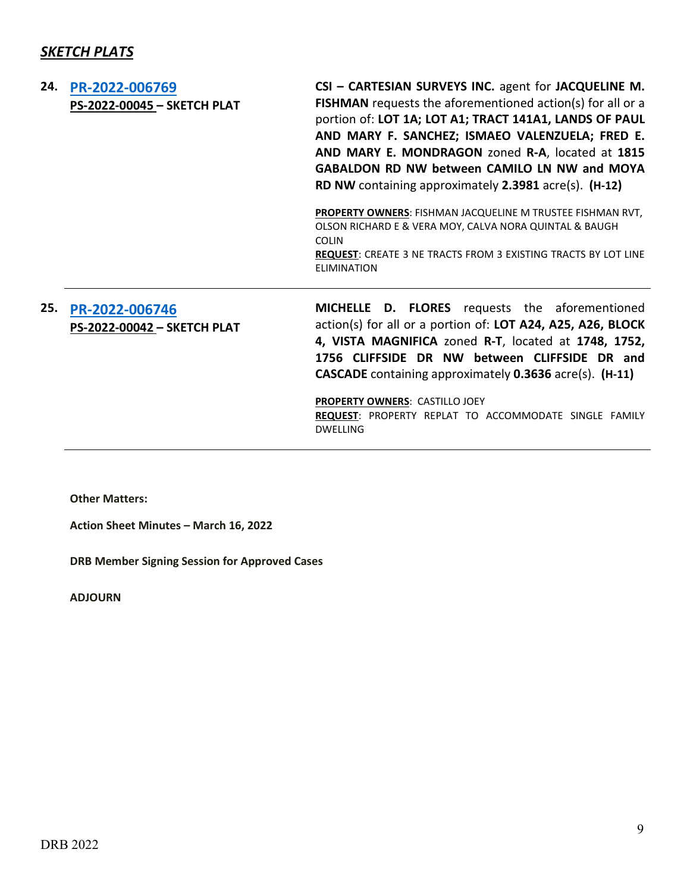## ***SKETCH PLATS***

**24. [PR-2022-006769](#)**
**PS-2022-00045 – SKETCH PLAT**

**CSI – CARTESIAN SURVEYS INC.** agent for **JACQUELINE M. FISHMAN** requests the aforementioned action(s) for all or a portion of: **LOT 1A; LOT A1; TRACT 141A1, LANDS OF PAUL AND MARY F. SANCHEZ; ISMAEO VALENZUELA; FRED E. AND MARY E. MONDRAGON** zoned **R-A**, located at **1815 GABALDON RD NW between CAMILO LN NW and MOYA RD NW** containing approximately **2.3981** acre(s). **(H-12)**

**PROPERTY OWNERS**: FISHMAN JACQUELINE M TRUSTEE FISHMAN RVT, OLSON RICHARD E & VERA MOY, CALVA NORA QUINTAL & BAUGH COLIN
**REQUEST**: CREATE 3 NE TRACTS FROM 3 EXISTING TRACTS BY LOT LINE ELIMINATION

---

**25. [PR-2022-006746](#)**
**PS-2022-00042 – SKETCH PLAT**

**MICHELLE D. FLORES** requests the aforementioned action(s) for all or a portion of: **LOT A24, A25, A26, BLOCK 4, VISTA MAGNIFICA** zoned **R-T**, located at **1748, 1752, 1756 CLIFFSIDE DR NW between CLIFFSIDE DR and CASCADE** containing approximately **0.3636** acre(s). **(H-11)**

**PROPERTY OWNERS**: CASTILLO JOEY
**REQUEST**: PROPERTY REPLAT TO ACCOMMODATE SINGLE FAMILY DWELLING

---

**Other Matters:**

**Action Sheet Minutes – March 16, 2022**

**DRB Member Signing Session for Approved Cases**

**ADJOURN**